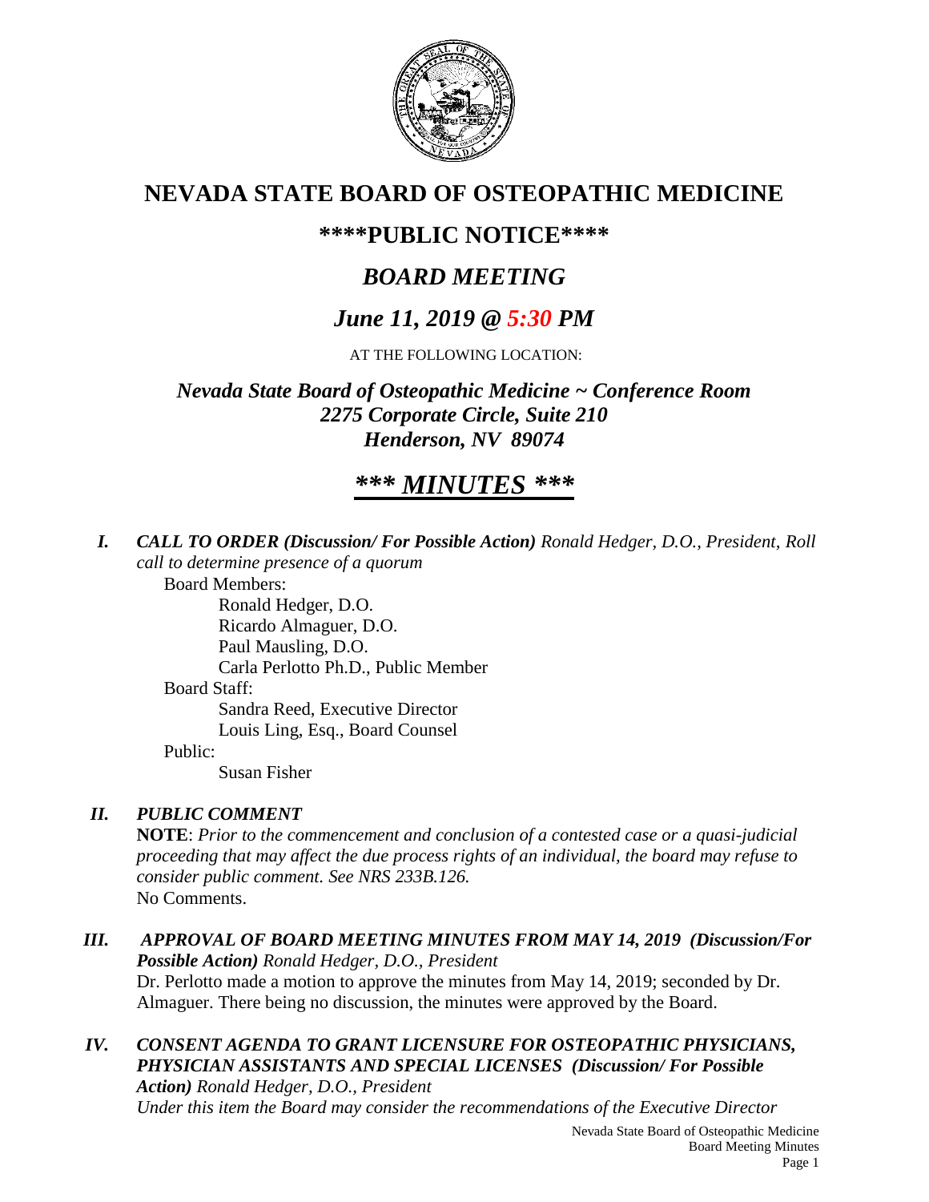# NEVADA STATE BOARD OF OSTEOPATHIC MEDICINE

## ****PUBLIC NOTICE****

## *BOARD MEETING*

## *June 11, 2019 @ 5:30 PM*

AT THE FOLLOWING LOCATION:

***Nevada State Board of Osteopathic Medicine ~ Conference Room***
***2275 Corporate Circle, Suite 210***
***Henderson, NV 89074***

## ***** MINUTES *****

***I. CALL TO ORDER (Discussion/ For Possible Action)*** *Ronald Hedger, D.O., President, Roll call to determine presence of a quorum*

Board Members:
- Ronald Hedger, D.O.
- Ricardo Almaguer, D.O.
- Paul Mausling, D.O.
- Carla Perlotto Ph.D., Public Member

Board Staff:
- Sandra Reed, Executive Director
- Louis Ling, Esq., Board Counsel

Public:
- Susan Fisher

***II. PUBLIC COMMENT***

**NOTE**: *Prior to the commencement and conclusion of a contested case or a quasi-judicial proceeding that may affect the due process rights of an individual, the board may refuse to consider public comment. See NRS 233B.126.*
No Comments.

***III. APPROVAL OF BOARD MEETING MINUTES FROM MAY 14, 2019 (Discussion/For Possible Action)*** *Ronald Hedger, D.O., President*
Dr. Perlotto made a motion to approve the minutes from May 14, 2019; seconded by Dr. Almaguer. There being no discussion, the minutes were approved by the Board.

***IV. CONSENT AGENDA TO GRANT LICENSURE FOR OSTEOPATHIC PHYSICIANS, PHYSICIAN ASSISTANTS AND SPECIAL LICENSES (Discussion/ For Possible Action)*** *Ronald Hedger, D.O., President*
*Under this item the Board may consider the recommendations of the Executive Director*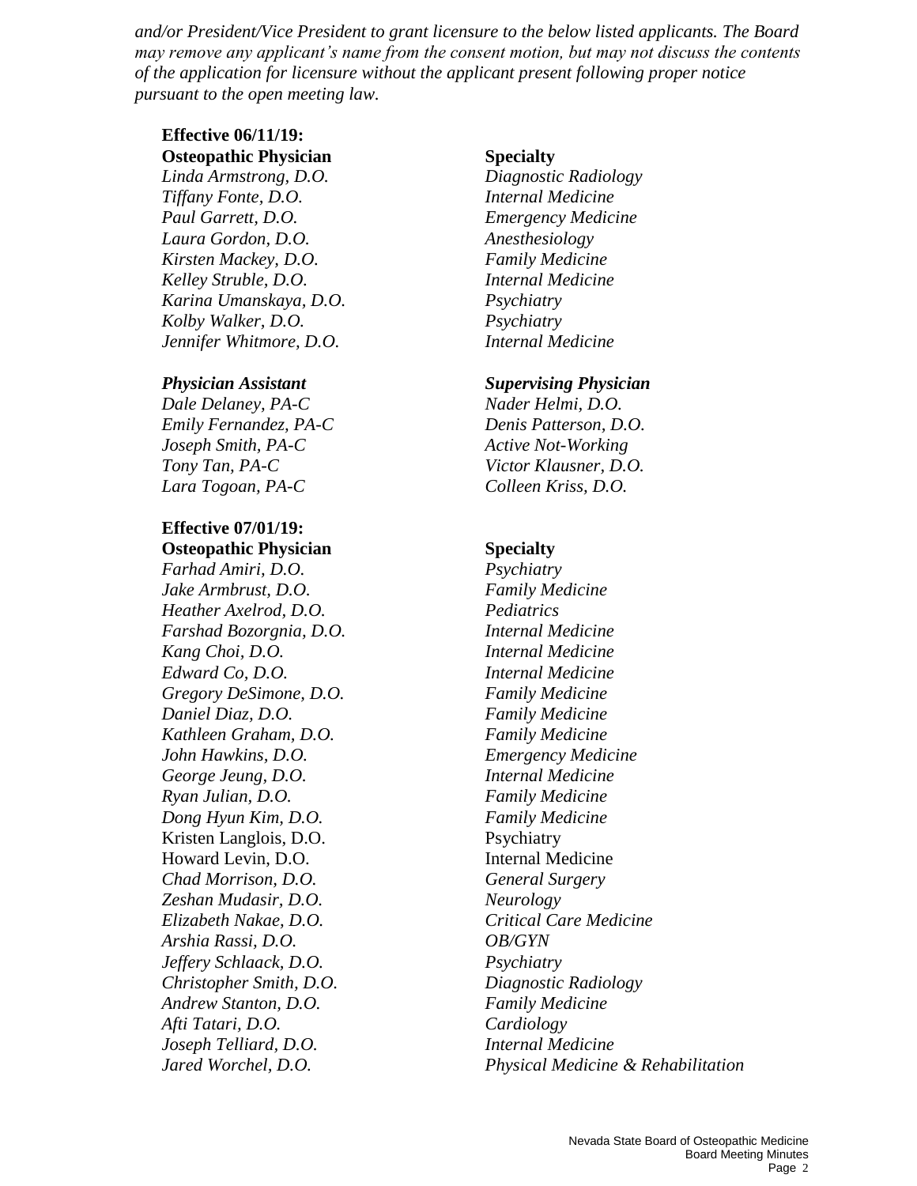*and/or President/Vice President to grant licensure to the below listed applicants. The Board may remove any applicant's name from the consent motion, but may not discuss the contents of the application for licensure without the applicant present following proper notice pursuant to the open meeting law.*

**Effective 06/11/19:**

| **Osteopathic Physician** | **Specialty** |
|---|---|
| *Linda Armstrong, D.O.* | *Diagnostic Radiology* |
| *Tiffany Fonte, D.O.* | *Internal Medicine* |
| *Paul Garrett, D.O.* | *Emergency Medicine* |
| *Laura Gordon, D.O.* | *Anesthesiology* |
| *Kirsten Mackey, D.O.* | *Family Medicine* |
| *Kelley Struble, D.O.* | *Internal Medicine* |
| *Karina Umanskaya, D.O.* | *Psychiatry* |
| *Kolby Walker, D.O.* | *Psychiatry* |
| *Jennifer Whitmore, D.O.* | *Internal Medicine* |

| ***Physician Assistant*** | ***Supervising Physician*** |
|---|---|
| *Dale Delaney, PA-C* | *Nader Helmi, D.O.* |
| *Emily Fernandez, PA-C* | *Denis Patterson, D.O.* |
| *Joseph Smith, PA-C* | *Active Not-Working* |
| *Tony Tan, PA-C* | *Victor Klausner, D.O.* |
| *Lara Togoan, PA-C* | *Colleen Kriss, D.O.* |

**Effective 07/01/19:**

| **Osteopathic Physician** | **Specialty** |
|---|---|
| *Farhad Amiri, D.O.* | *Psychiatry* |
| *Jake Armbrust, D.O.* | *Family Medicine* |
| *Heather Axelrod, D.O.* | *Pediatrics* |
| *Farshad Bozorgnia, D.O.* | *Internal Medicine* |
| *Kang Choi, D.O.* | *Internal Medicine* |
| *Edward Co, D.O.* | *Internal Medicine* |
| *Gregory DeSimone, D.O.* | *Family Medicine* |
| *Daniel Diaz, D.O.* | *Family Medicine* |
| *Kathleen Graham, D.O.* | *Family Medicine* |
| *John Hawkins, D.O.* | *Emergency Medicine* |
| *George Jeung, D.O.* | *Internal Medicine* |
| *Ryan Julian, D.O.* | *Family Medicine* |
| *Dong Hyun Kim, D.O.* | *Family Medicine* |
| Kristen Langlois, D.O. | Psychiatry |
| Howard Levin, D.O. | Internal Medicine |
| *Chad Morrison, D.O.* | *General Surgery* |
| *Zeshan Mudasir, D.O.* | *Neurology* |
| *Elizabeth Nakae, D.O.* | *Critical Care Medicine* |
| *Arshia Rassi, D.O.* | *OB/GYN* |
| *Jeffery Schlaack, D.O.* | *Psychiatry* |
| *Christopher Smith, D.O.* | *Diagnostic Radiology* |
| *Andrew Stanton, D.O.* | *Family Medicine* |
| *Afti Tatari, D.O.* | *Cardiology* |
| *Joseph Telliard, D.O.* | *Internal Medicine* |
| *Jared Worchel, D.O.* | *Physical Medicine & Rehabilitation* |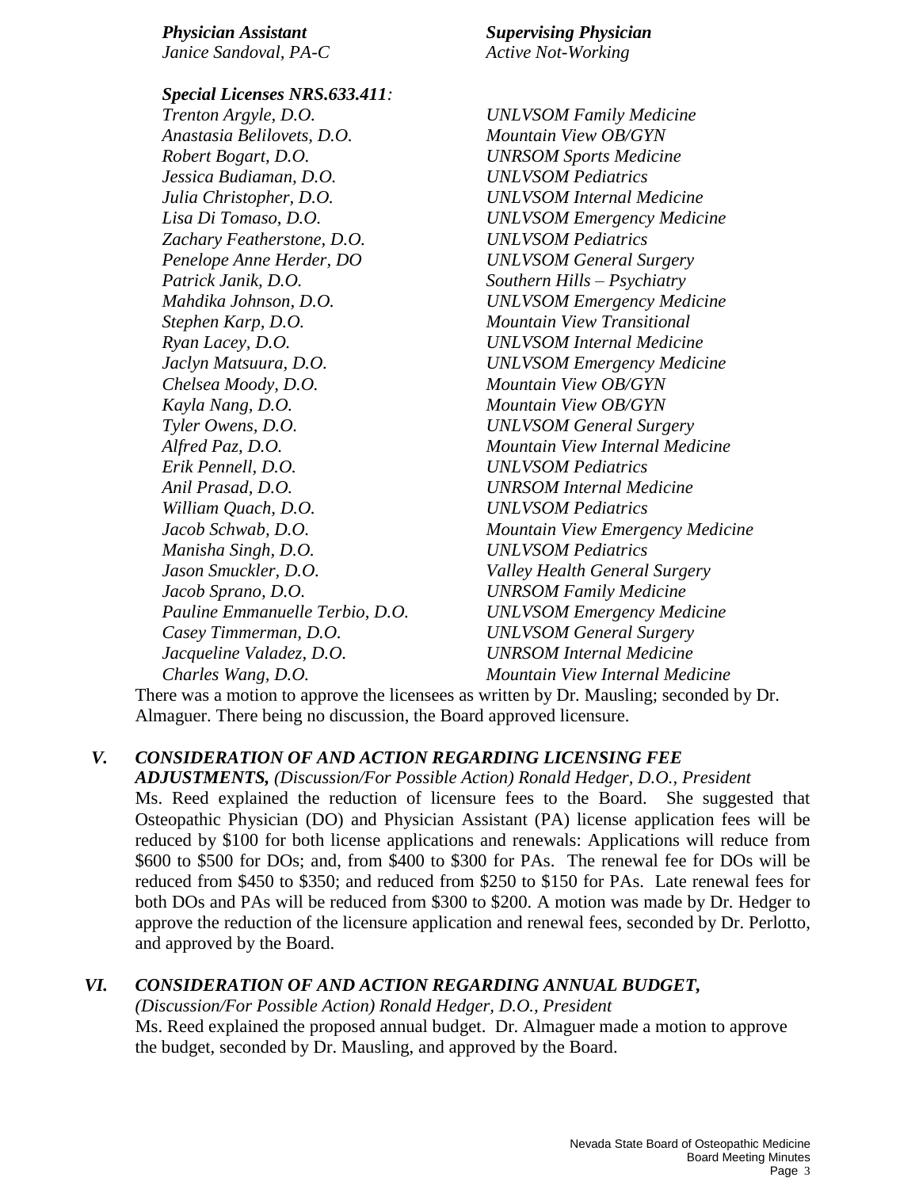| | |
|---|---|
| ***Physician Assistant*** | ***Supervising Physician*** |
| *Janice Sandoval, PA-C* | *Active Not-Working* |

***Special Licenses NRS.633.411:***

| | |
|---|---|
| *Trenton Argyle, D.O.* | *UNLVSOM Family Medicine* |
| *Anastasia Belilovets, D.O.* | *Mountain View OB/GYN* |
| *Robert Bogart, D.O.* | *UNRSOM Sports Medicine* |
| *Jessica Budiaman, D.O.* | *UNLVSOM Pediatrics* |
| *Julia Christopher, D.O.* | *UNLVSOM Internal Medicine* |
| *Lisa Di Tomaso, D.O.* | *UNLVSOM Emergency Medicine* |
| *Zachary Featherstone, D.O.* | *UNLVSOM Pediatrics* |
| *Penelope Anne Herder, DO* | *UNLVSOM General Surgery* |
| *Patrick Janik, D.O.* | *Southern Hills – Psychiatry* |
| *Mahdika Johnson, D.O.* | *UNLVSOM Emergency Medicine* |
| *Stephen Karp, D.O.* | *Mountain View Transitional* |
| *Ryan Lacey, D.O.* | *UNLVSOM Internal Medicine* |
| *Jaclyn Matsuura, D.O.* | *UNLVSOM Emergency Medicine* |
| *Chelsea Moody, D.O.* | *Mountain View OB/GYN* |
| *Kayla Nang, D.O.* | *Mountain View OB/GYN* |
| *Tyler Owens, D.O.* | *UNLVSOM General Surgery* |
| *Alfred Paz, D.O.* | *Mountain View Internal Medicine* |
| *Erik Pennell, D.O.* | *UNLVSOM Pediatrics* |
| *Anil Prasad, D.O.* | *UNRSOM Internal Medicine* |
| *William Quach, D.O.* | *UNLVSOM Pediatrics* |
| *Jacob Schwab, D.O.* | *Mountain View Emergency Medicine* |
| *Manisha Singh, D.O.* | *UNLVSOM Pediatrics* |
| *Jason Smuckler, D.O.* | *Valley Health General Surgery* |
| *Jacob Sprano, D.O.* | *UNRSOM Family Medicine* |
| *Pauline Emmanuelle Terbio, D.O.* | *UNLVSOM Emergency Medicine* |
| *Casey Timmerman, D.O.* | *UNLVSOM General Surgery* |
| *Jacqueline Valadez, D.O.* | *UNRSOM Internal Medicine* |
| *Charles Wang, D.O.* | *Mountain View Internal Medicine* |

There was a motion to approve the licensees as written by Dr. Mausling; seconded by Dr. Almaguer. There being no discussion, the Board approved licensure.

## *V. CONSIDERATION OF AND ACTION REGARDING LICENSING FEE ADJUSTMENTS, (Discussion/For Possible Action) Ronald Hedger, D.O., President*

Ms. Reed explained the reduction of licensure fees to the Board. She suggested that Osteopathic Physician (DO) and Physician Assistant (PA) license application fees will be reduced by $100 for both license applications and renewals: Applications will reduce from $600 to $500 for DOs; and, from $400 to $300 for PAs. The renewal fee for DOs will be reduced from $450 to $350; and reduced from $250 to $150 for PAs. Late renewal fees for both DOs and PAs will be reduced from $300 to $200. A motion was made by Dr. Hedger to approve the reduction of the licensure application and renewal fees, seconded by Dr. Perlotto, and approved by the Board.

## *VI. CONSIDERATION OF AND ACTION REGARDING ANNUAL BUDGET, (Discussion/For Possible Action) Ronald Hedger, D.O., President*

Ms. Reed explained the proposed annual budget. Dr. Almaguer made a motion to approve the budget, seconded by Dr. Mausling, and approved by the Board.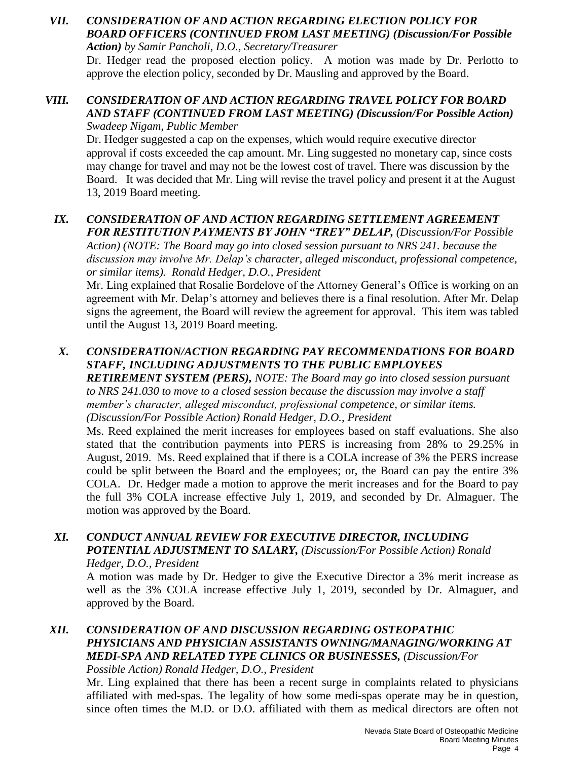***VII. CONSIDERATION OF AND ACTION REGARDING ELECTION POLICY FOR BOARD OFFICERS (CONTINUED FROM LAST MEETING) (Discussion/For Possible Action)** by Samir Pancholi, D.O., Secretary/Treasurer*

Dr. Hedger read the proposed election policy. A motion was made by Dr. Perlotto to approve the election policy, seconded by Dr. Mausling and approved by the Board.

***VIII. CONSIDERATION OF AND ACTION REGARDING TRAVEL POLICY FOR BOARD AND STAFF (CONTINUED FROM LAST MEETING) (Discussion/For Possible Action)** Swadeep Nigam, Public Member*

Dr. Hedger suggested a cap on the expenses, which would require executive director approval if costs exceeded the cap amount. Mr. Ling suggested no monetary cap, since costs may change for travel and may not be the lowest cost of travel. There was discussion by the Board. It was decided that Mr. Ling will revise the travel policy and present it at the August 13, 2019 Board meeting.

***IX. CONSIDERATION OF AND ACTION REGARDING SETTLEMENT AGREEMENT FOR RESTITUTION PAYMENTS BY JOHN "TREY" DELAP,** (Discussion/For Possible Action) (NOTE: The Board may go into closed session pursuant to NRS 241. because the discussion may involve Mr. Delap's character, alleged misconduct, professional competence, or similar items). Ronald Hedger, D.O., President*

Mr. Ling explained that Rosalie Bordelove of the Attorney General's Office is working on an agreement with Mr. Delap's attorney and believes there is a final resolution. After Mr. Delap signs the agreement, the Board will review the agreement for approval. This item was tabled until the August 13, 2019 Board meeting.

***X. CONSIDERATION/ACTION REGARDING PAY RECOMMENDATIONS FOR BOARD STAFF, INCLUDING ADJUSTMENTS TO THE PUBLIC EMPLOYEES RETIREMENT SYSTEM (PERS),** NOTE: The Board may go into closed session pursuant to NRS 241.030 to move to a closed session because the discussion may involve a staff member's character, alleged misconduct, professional competence, or similar items. (Discussion/For Possible Action) Ronald Hedger, D.O., President*

Ms. Reed explained the merit increases for employees based on staff evaluations. She also stated that the contribution payments into PERS is increasing from 28% to 29.25% in August, 2019. Ms. Reed explained that if there is a COLA increase of 3% the PERS increase could be split between the Board and the employees; or, the Board can pay the entire 3% COLA. Dr. Hedger made a motion to approve the merit increases and for the Board to pay the full 3% COLA increase effective July 1, 2019, and seconded by Dr. Almaguer. The motion was approved by the Board.

***XI. CONDUCT ANNUAL REVIEW FOR EXECUTIVE DIRECTOR, INCLUDING POTENTIAL ADJUSTMENT TO SALARY,** (Discussion/For Possible Action) Ronald Hedger, D.O., President*

A motion was made by Dr. Hedger to give the Executive Director a 3% merit increase as well as the 3% COLA increase effective July 1, 2019, seconded by Dr. Almaguer, and approved by the Board.

***XII. CONSIDERATION OF AND DISCUSSION REGARDING OSTEOPATHIC PHYSICIANS AND PHYSICIAN ASSISTANTS OWNING/MANAGING/WORKING AT MEDI-SPA AND RELATED TYPE CLINICS OR BUSINESSES,** (Discussion/For Possible Action) Ronald Hedger, D.O., President*

Mr. Ling explained that there has been a recent surge in complaints related to physicians affiliated with med-spas. The legality of how some medi-spas operate may be in question, since often times the M.D. or D.O. affiliated with them as medical directors are often not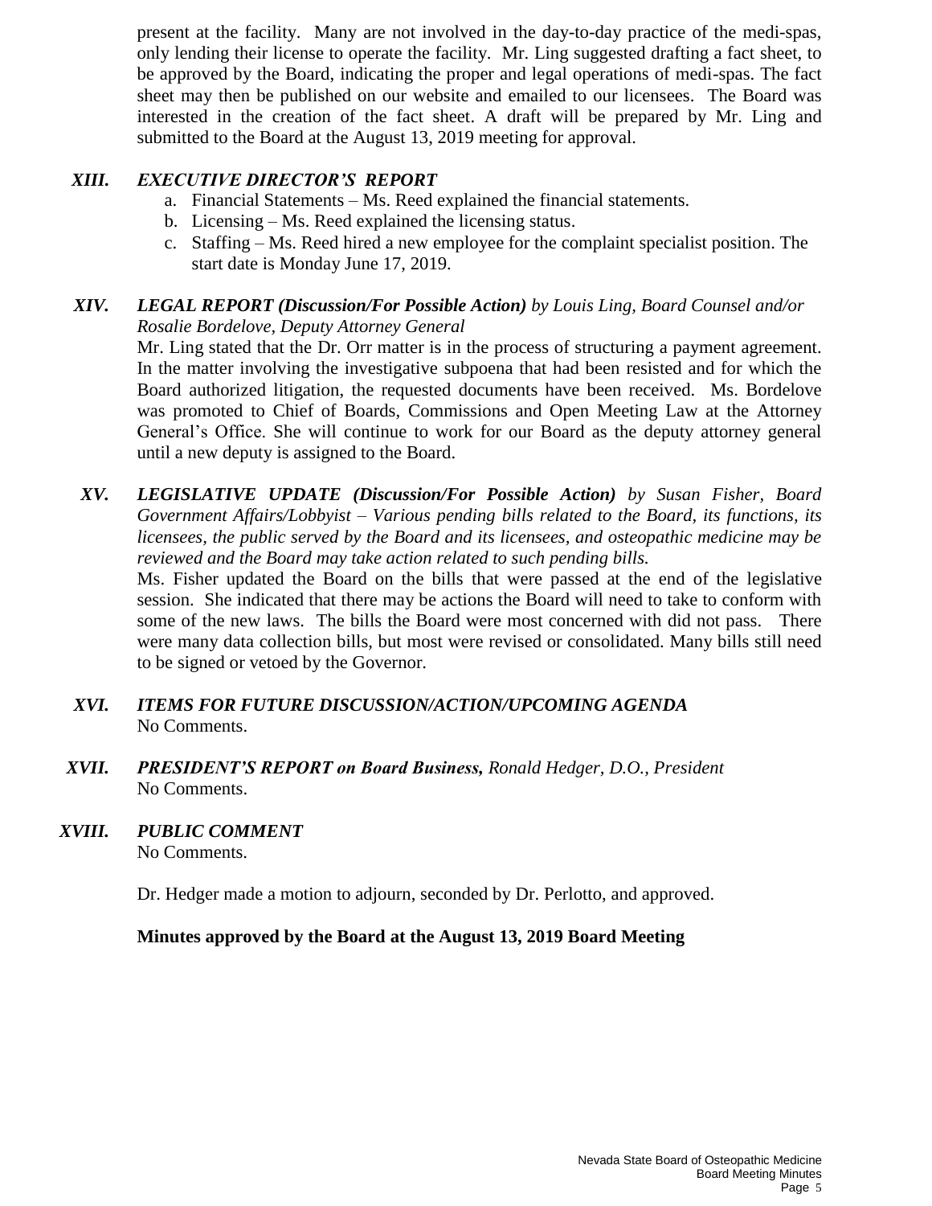present at the facility. Many are not involved in the day-to-day practice of the medi-spas, only lending their license to operate the facility. Mr. Ling suggested drafting a fact sheet, to be approved by the Board, indicating the proper and legal operations of medi-spas. The fact sheet may then be published on our website and emailed to our licensees. The Board was interested in the creation of the fact sheet. A draft will be prepared by Mr. Ling and submitted to the Board at the August 13, 2019 meeting for approval.

## *XIII. EXECUTIVE DIRECTOR'S REPORT*

a. Financial Statements – Ms. Reed explained the financial statements.
b. Licensing – Ms. Reed explained the licensing status.
c. Staffing – Ms. Reed hired a new employee for the complaint specialist position. The start date is Monday June 17, 2019.

## *XIV. LEGAL REPORT (Discussion/For Possible Action) by Louis Ling, Board Counsel and/or Rosalie Bordelove, Deputy Attorney General*

Mr. Ling stated that the Dr. Orr matter is in the process of structuring a payment agreement. In the matter involving the investigative subpoena that had been resisted and for which the Board authorized litigation, the requested documents have been received. Ms. Bordelove was promoted to Chief of Boards, Commissions and Open Meeting Law at the Attorney General's Office. She will continue to work for our Board as the deputy attorney general until a new deputy is assigned to the Board.

## *XV. LEGISLATIVE UPDATE (Discussion/For Possible Action) by Susan Fisher, Board Government Affairs/Lobbyist – Various pending bills related to the Board, its functions, its licensees, the public served by the Board and its licensees, and osteopathic medicine may be reviewed and the Board may take action related to such pending bills.*

Ms. Fisher updated the Board on the bills that were passed at the end of the legislative session. She indicated that there may be actions the Board will need to take to conform with some of the new laws. The bills the Board were most concerned with did not pass. There were many data collection bills, but most were revised or consolidated. Many bills still need to be signed or vetoed by the Governor.

## *XVI. ITEMS FOR FUTURE DISCUSSION/ACTION/UPCOMING AGENDA*

No Comments.

## *XVII. PRESIDENT'S REPORT on Board Business, Ronald Hedger, D.O., President*

No Comments.

## *XVIII. PUBLIC COMMENT*

No Comments.

Dr. Hedger made a motion to adjourn, seconded by Dr. Perlotto, and approved.

**Minutes approved by the Board at the August 13, 2019 Board Meeting**